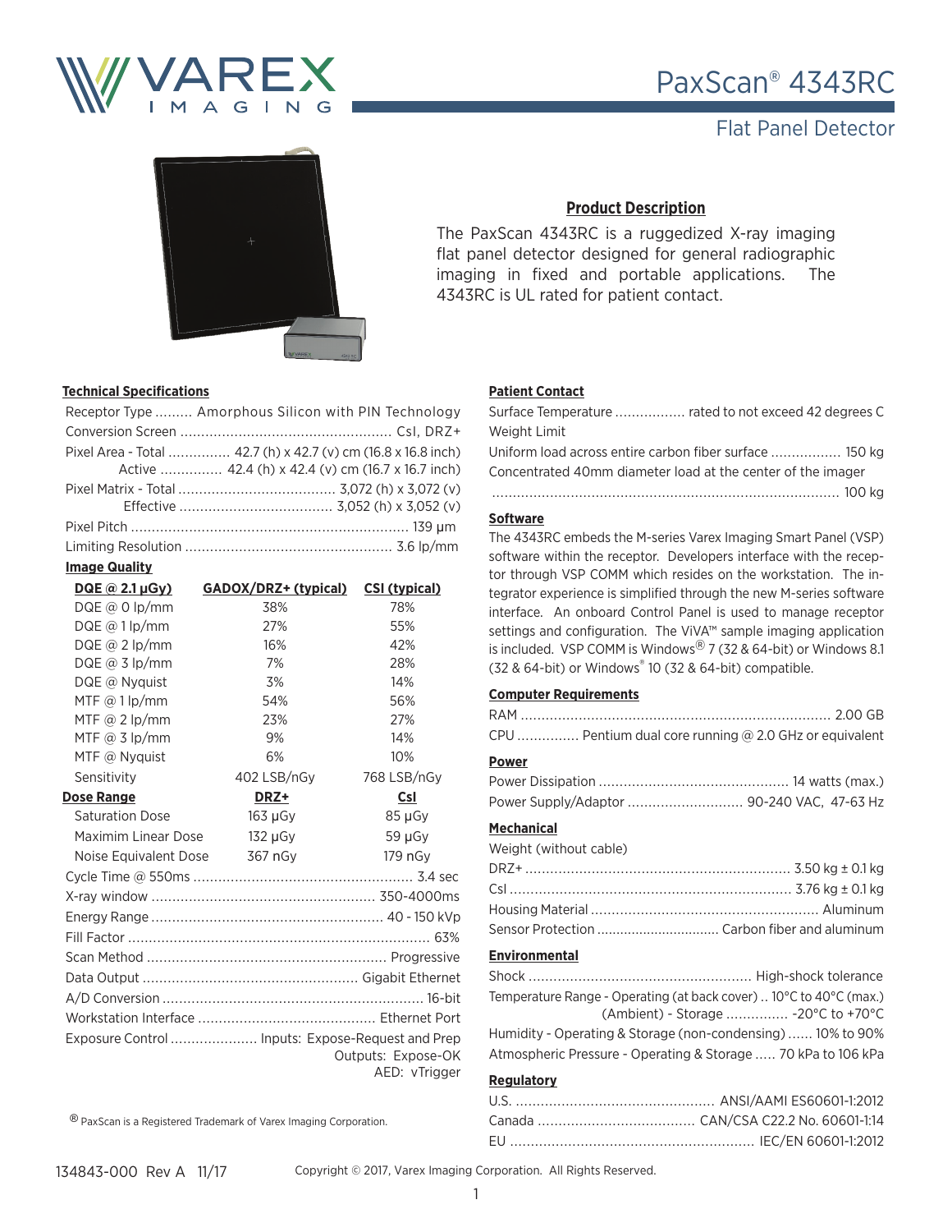# PaxScan® 4343RC

## Flat Panel Detector

### Product Description

The PaxScan 4343RC is a ruggedized X-ray imaging flat panel detector designed for general radiographic imaging in fixed and portable applications. The 4343RC is UL rated for patient contact.

### Technical Specifications

| | |
|---|---|
| Receptor Type | Amorphous Silicon with PIN Technology |
| Conversion Screen | CsI, DRZ+ |
| Pixel Area - Total | 42.7 (h) x 42.7 (v) cm (16.8 x 16.8 inch) |
| Active | 42.4 (h) x 42.4 (v) cm (16.7 x 16.7 inch) |
| Pixel Matrix - Total | 3,072 (h) x 3,072 (v) |
| Effective | 3,052 (h) x 3,052 (v) |
| Pixel Pitch | 139 µm |
| Limiting Resolution | 3.6 lp/mm |

### Image Quality

| DQE @ 2.1 µGy) | GADOX/DRZ+ (typical) | CSI (typical) |
|---|---|---|
| DQE @ 0 lp/mm | 38% | 78% |
| DQE @ 1 lp/mm | 27% | 55% |
| DQE @ 2 lp/mm | 16% | 42% |
| DQE @ 3 lp/mm | 7% | 28% |
| DQE @ Nyquist | 3% | 14% |
| MTF @ 1 lp/mm | 54% | 56% |
| MTF @ 2 lp/mm | 23% | 27% |
| MTF @ 3 lp/mm | 9% | 14% |
| MTF @ Nyquist | 6% | 10% |
| Sensitivity | 402 LSB/nGy | 768 LSB/nGy |
| **Dose Range** | **DRZ+** | **CsI** |
| Saturation Dose | 163 µGy | 85 µGy |
| Maximim Linear Dose | 132 µGy | 59 µGy |
| Noise Equivalent Dose | 367 nGy | 179 nGy |

| | |
|---|---|
| Cycle Time @ 550ms | 3.4 sec |
| X-ray window | 350-4000ms |
| Energy Range | 40 - 150 kVp |
| Fill Factor | 63% |
| Scan Method | Progressive |
| Data Output | Gigabit Ethernet |
| A/D Conversion | 16-bit |
| Workstation Interface | Ethernet Port |
| Exposure Control | Inputs: Expose-Request and Prep<br>Outputs: Expose-OK<br>AED: vTrigger |

® PaxScan is a Registered Trademark of Varex Imaging Corporation.

### Patient Contact

| | |
|---|---|
| Surface Temperature | rated to not exceed 42 degrees C |
| Weight Limit | |
| Uniform load across entire carbon fiber surface | 150 kg |
| Concentrated 40mm diameter load at the center of the imager | 100 kg |

### Software

The 4343RC embeds the M-series Varex Imaging Smart Panel (VSP) software within the receptor. Developers interface with the receptor through VSP COMM which resides on the workstation. The integrator experience is simplified through the new M-series software interface. An onboard Control Panel is used to manage receptor settings and configuration. The ViVA™ sample imaging application is included. VSP COMM is Windows® 7 (32 & 64-bit) or Windows 8.1 (32 & 64-bit) or Windows® 10 (32 & 64-bit) compatible.

### Computer Requirements

| | |
|---|---|
| RAM | 2.00 GB |
| CPU | Pentium dual core running @ 2.0 GHz or equivalent |

### Power

| | |
|---|---|
| Power Dissipation | 14 watts (max.) |
| Power Supply/Adaptor | 90-240 VAC, 47-63 Hz |

### Mechanical

| | |
|---|---|
| Weight (without cable) | |
| DRZ+ | 3.50 kg ± 0.1 kg |
| CsI | 3.76 kg ± 0.1 kg |
| Housing Material | Aluminum |
| Sensor Protection | Carbon fiber and aluminum |

### Environmental

| | |
|---|---|
| Shock | High-shock tolerance |
| Temperature Range - Operating (at back cover) | 10°C to 40°C (max.) |
| (Ambient) - Storage | -20°C to +70°C |
| Humidity - Operating & Storage (non-condensing) | 10% to 90% |
| Atmospheric Pressure - Operating & Storage | 70 kPa to 106 kPa |

### Regulatory

| | |
|---|---|
| U.S. | ANSI/AAMI ES60601-1:2012 |
| Canada | CAN/CSA C22.2 No. 60601-1:14 |
| EU | IEC/EN 60601-1:2012 |

134843-000 Rev A 11/17

Copyright © 2017, Varex Imaging Corporation. All Rights Reserved.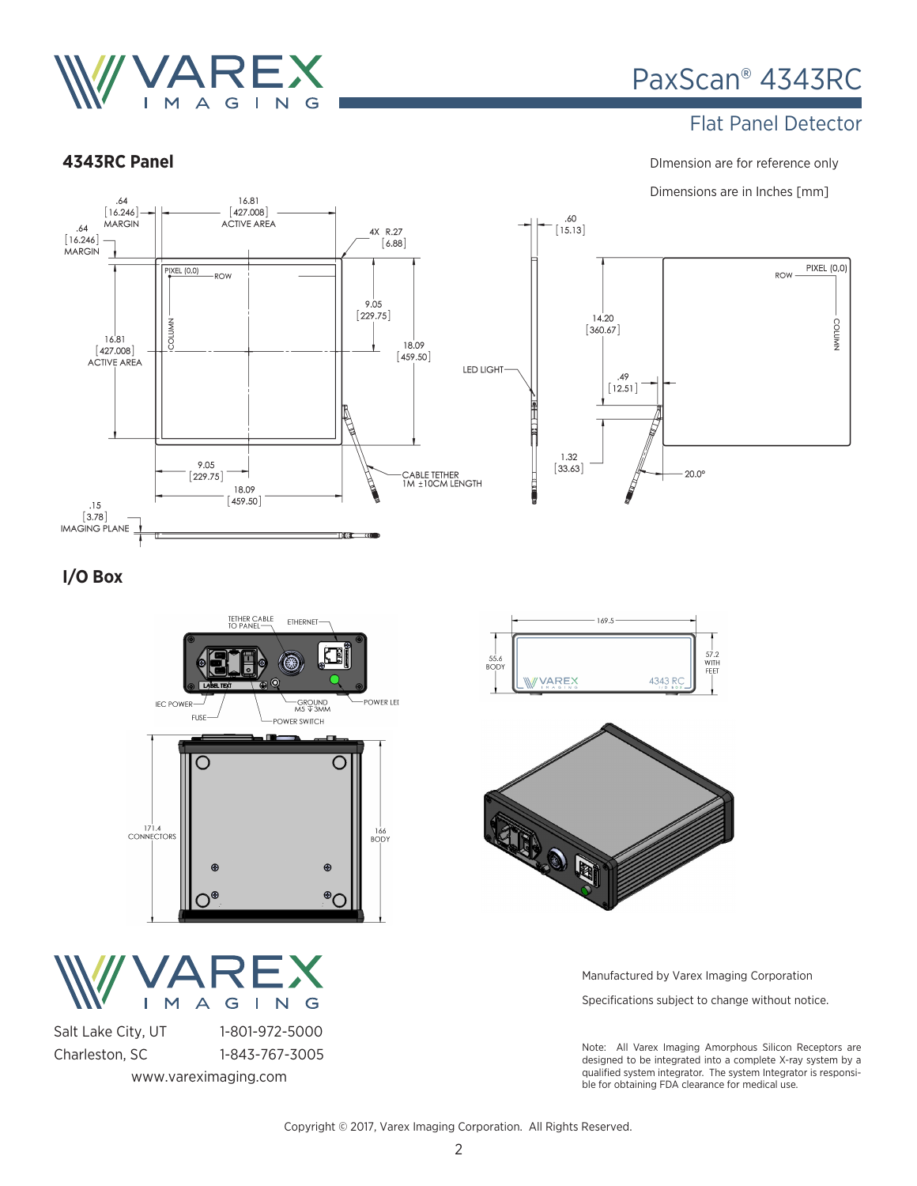# PaxScan® 4343RC

## Flat Panel Detector

### 4343RC Panel

DImension are for reference only

Dimensions are in Inches [mm]

.64
[16.246]
MARGIN

.64
[16.246]
MARGIN

16.81
[427.008]
ACTIVE AREA

4X R.27
[6.88]

PIXEL (0,0)
ROW
COLUMN

9.05
[229.75]

16.81
[427.008]
ACTIVE AREA

18.09
[459.50]

9.05
[229.75]

18.09
[459.50]

CABLE TETHER
1M ±10CM LENGTH

.15
[3.78]
IMAGING PLANE

.60
[15.13]

LED LIGHT

14.20
[360.67]

.49
[12.51]

1.32
[33.63]

20.0°

ROW
PIXEL (0,0)
COLUMN

### I/O Box

TETHER CABLE TO PANEL

ETHERNET

LABEL TEXT

IEC POWER

FUSE

GROUND
M5 ∓ 3MM

POWER SWITCH

POWER LED

169.5

55.6
BODY

57.2
WITH
FEET

VAREX IMAGING

4343 RC
I/O BOX

171.4
CONNECTORS

166
BODY

VAREX IMAGING

Salt Lake City, UT 1-801-972-5000

Charleston, SC 1-843-767-3005

www.vareximaging.com

Manufactured by Varex Imaging Corporation

Specifications subject to change without notice.

Note: All Varex Imaging Amorphous Silicon Receptors are designed to be integrated into a complete X-ray system by a qualified system integrator. The system Integrator is responsible for obtaining FDA clearance for medical use.

Copyright © 2017, Varex Imaging Corporation. All Rights Reserved.